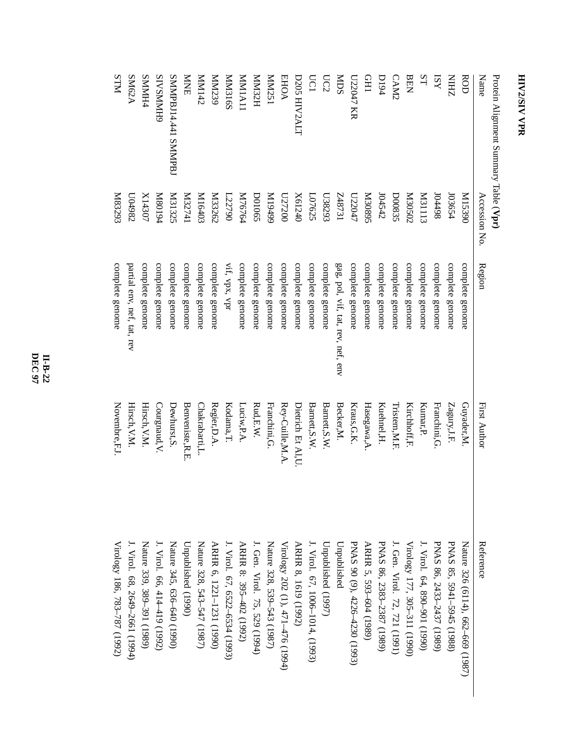# HIV2/SIV VPR

Protein Alignment Summary Table (**Vpr**)

| Name | Accession No. | Region | First Author | Reference |
|---|---|---|---|---|
| ROD | M15390 | complete genome | Guyader,M. | Nature 326 (6114), 662–669 (1987) |
| NIHZ | J03654 | complete genome | Zagury,J.F. | PNAS 85, 5941–5945 (1988) |
| ISY | J04498 | complete genome | Franchini,G. | PNAS 86, 2433–2437 (1989) |
| ST | M31113 | complete genome | Kumar,P. | J. Virol. 64, 890–901 (1990) |
| BEN | M30502 | complete genome | Kirchhoff,F. | Virology 177, 305–311 (1990) |
| CAM2 | D00835 | complete genome | Tristem,M.F. | J. Gen. Virol. 72, 721 (1991) |
| D194 | J04542 | complete genome | Kuehnel,H. | PNAS 86, 2383–2387 (1989) |
| GH1 | M30895 | complete genome | Hasegawa,A. | ARHR 5, 593–604 (1989) |
| U22047 KR | U22047 | complete genome | Kraus,G.K. | PNAS 90 (9), 4226–4230 (1993) |
| MDS | Z48731 | gag, pol, vif, tat, rev, nef, env | Becker,M. | Unpublished |
| UC2 | U38293 | complete genome | Barnett,S.W. | Unpublished (1997) |
| UC1 | L07625 | complete genome | Barnett,S.W. | J. Virol. 67, 1006–1014, (1993) |
| D205 HIV2ALT | X61240 | complete genome | Dietrich Et Al,U. | ARHR 8, 1619 (1992) |
| EHOA | U27200 | complete genome | Rey-Cuille,M.A. | Virology 202 (1), 471–476 (1994) |
| MM251 | M19499 | complete genome | Franchini,G. | Nature 328, 539–543 (1987) |
| MM32H | D01065 | complete genome | Rud,E.W. | J. Gen. Virol. 75, 529 (1994) |
| MM1A11 | M76764 | complete genome | Luciw,P.A. | ARHR 8: 395–402 (1992) |
| MM316S | L22790 | vif, vpx, vpr | Kodama,T. | J. Virol. 67, 6522–6534 (1993) |
| MM239 | M33262 | complete genome | Regier,D.A. | ARHR 6, 1221–1231 (1990) |
| MM142 | M16403 | complete genome | Chakrabarti,L. | Nature 328, 543–547 (1987) |
| MNE | M32741 | complete genome | Benveniste,R.E. | Unpublished (1990) |
| SMMPBJ14.441 SMMPBJ | M31325 | complete genome | Dewhurst,S. | Nature 345, 636–640 (1990) |
| SIVSMMH9 | M80194 | complete genome | Courgnaud,V. | J. Virol. 66, 414–419 (1992) |
| SMMH4 | X14307 | complete genome | Hirsch,V.M. | Nature 339, 389–391 (1989) |
| SM62A | U04982 | partial env, nef, tat, rev | Hirsch,V.M. | J. Virol. 68, 2649–2661 (1994) |
| STM | M83293 | complete genome | Novembre,F.J. | Virology 186, 783–787 (1992) |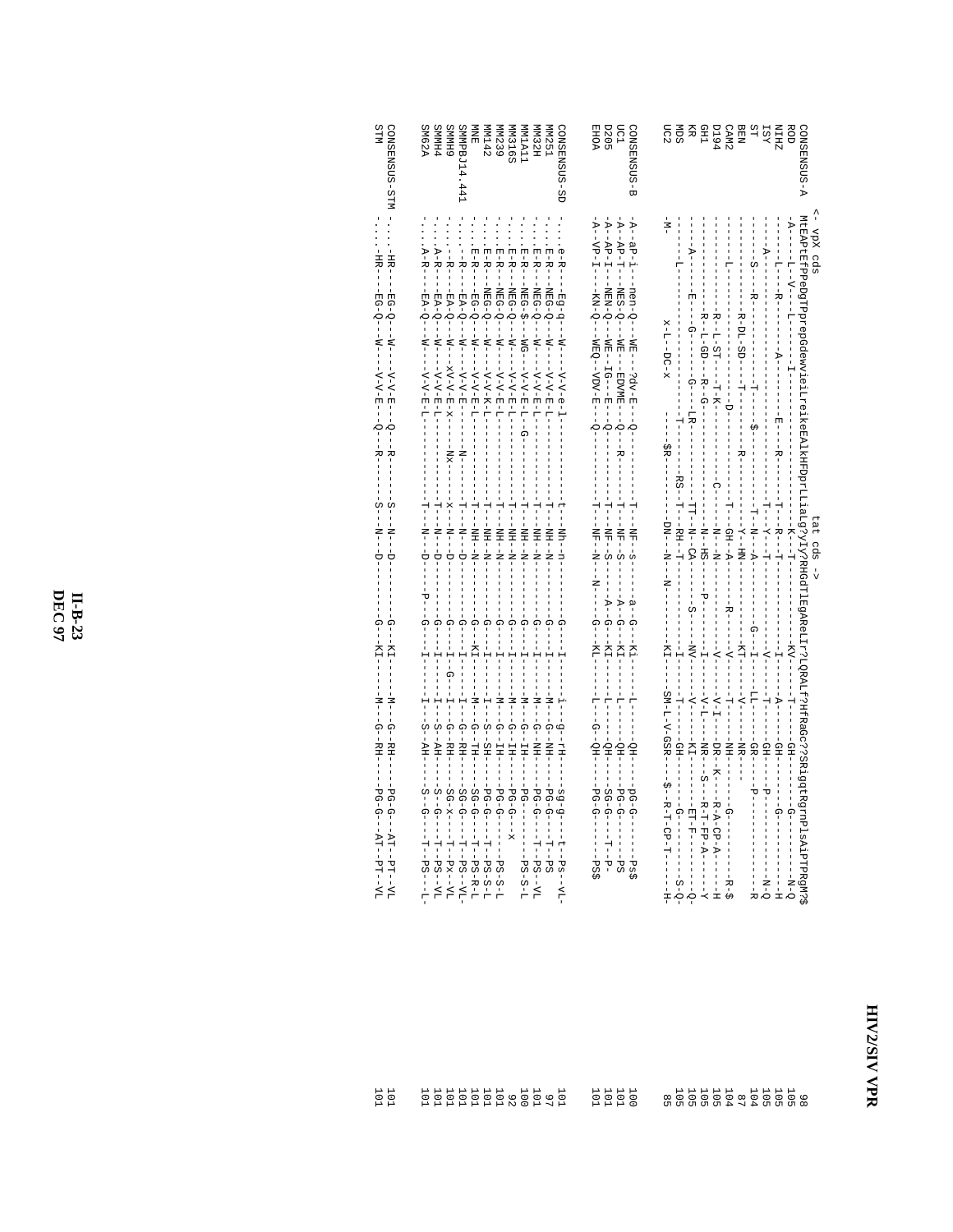```
                <- vpx cds                                                    tat cds ->
CONSENSUS-A   MtEAPtEFPPeDgTPprepGdewvieiLreikeEAlkHFDprLLialg?yIy?RHGdTlEgAReLIr?LQRALf?HfRaGc??SRigqtRgrnPlsAiPTPRgM?$   98
ROD           -A----L--V---L------I-----------------------------------K---T-------------KV-----T-----GH------G--------N-Q  105
NIHZ          ------L---R------A-------E----R-------T---R---T-------------------I--------A------GH------G----------H  105
ISY           ---A--------------------------------------T---Y---T-------------------V--------T------GH------P---------N-Q  105
ST            -----S---R--------------T-------$-----------T--N--A-------------G---I-------LL------GR------P--------------R  104
BEN           ------------R-DL-SD----T----------R--------Y--HN------------------KT------V--------NR---   87
CAM2          --------L----------------------D--------------T---GH--A-------R------V------T------NH------G-----------R-$  104
D194          --------------R-L-ST---T-K-----------------C------N---N------------------V-----V-I---DR--K----R-A-CP-A-----H  105
GH1           --------------R-L-GD---R--G----------------------N--HS-----P---------I------V-L---NR---S---R-T-FP-A-----Y  105
KR            ------A-------E----G----------G----LR---------TT--N--CA--------S-------NV-----V-------KI------ET-F--------Q-  105
MDS           -------L------------------------T-------RS--T--RH--T----------------I-------T-------GH------G-----------S-Q  105
UC2           -M-          x-L--DC-x          ----$R-----------DN--N---N--------------KI----SM-L-V-GSR---$--R-T-CP-T------H-   85

CONSENSUS-B   -A--aP-i---nen-Q---WE---?dv-E---Q-----------T--NF--s-----a--G---Ki-------L-------QH------pG-G------Ps$  100
UC1           -A--AP-T---NES-Q---WE---EDVME---Q------R------T--NF--S-----A--G---KI-------L-------QH------PG-G------PS  101
D205          -A--AP-I---NEN-Q---WE---IG---E---Q-----------T--NF--S------A--G---KI-------L-------QH------SG-G------T--P-  101
EHOA          -A--VP-I---KN-Q---WEQ--VDV-E---Q-----------T--NF--N---N---G---KL-------L---G----QH------PG-G------PS$  101

CONSENSUS-SD  .....e-R----Eg-q---W----V-V-e-l-----------t--Nh--n--------G-----I-------i---g--rH------sg-g------t--Ps---VL-  101
MM251         ...E-R---NEG-Q---W----V-V-E-L-----------T--NH--N--------G-----I-------M---G--NH------PG-G------T--PS   97
MM32H         ...E-R---NEG-Q---W----V-V-E-L-----------T--NH--N--------G-----I-------M---G--NH------PG-G------T--PS--VL  101
MM1A11        ...E-R---NEG-$---WG---V-V-E-L---G-------T--NH--N--------G-----I-------M---G--IH------PG-----------PS-S-L  100
MM316S        ...E-R---NEG-Q---W----V-V-E-L-----------T--NH--N--------G-----I-------M---G--IH------PG-G---x   92
MM239         ...E-R---NEG-Q---W----V-V-E-L-----------T--NH--N--------G-----I-------M---G--IH------PG-G------PS-S-L  101
MM142         ...E-R---NEG-Q---W----V-V-K-L-----------T--NH--N--------G-----I-------I---S--SH------PG-G------T--PS-S-L  101
MNE           ...E-R---EG-Q---W----V-V-E-L-----------T--NH--N--------G-----KI------M---G--TH------SG-G------T--PS-R-L  101
SMMPBJ14.441  ....R---EA-Q---W----V-V-E---------N-----T--N--D--------G-----I-------I---G--RH------SG-G------T--PS--VL-  101
SMMH9         ....R---EA-Q---W---XV-V-E-x-------NX-----x--N--D--------G-----I--G----I---G--RH------SG-x------T--Px--VL  101
SMMH4         ...A-R---EA-Q---W----V-V-E-L-----------T--N--D--------G-----I-------I---S--AH------S--G------T--PS--VL  101
SM62A         ...A-R---EA-Q---W----V-V-E-L-----------T--N--D------P--G-----I-------I---S--AH------S--G------T--PS---L-  101

CONSENSUS-STM .....HR---EG-Q---W----V-V-E---Q---R-----------S--N--D--------G---KI-------M---G--RH------PG-G----AT---PT--VL  101
STM           .....HR---EG-Q---W----V-V-E---Q---R-----------S--N--D--------G---KI-------M---G--RH------PG-G----AT---PT--VL  101
```